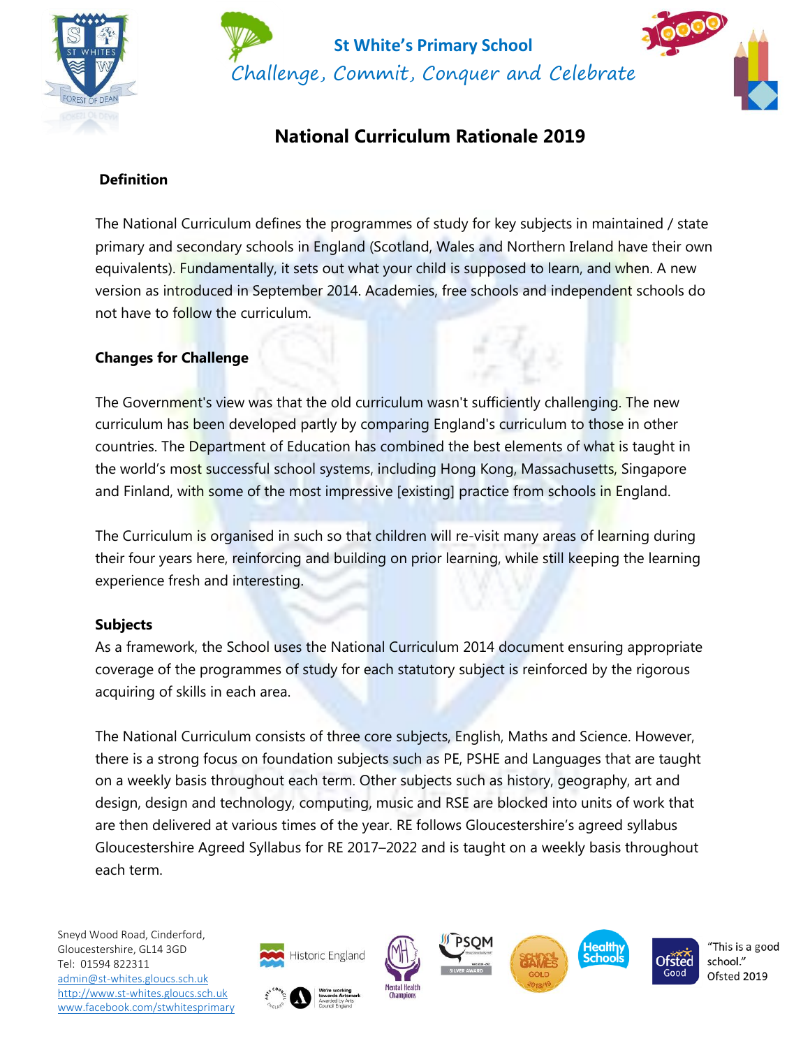St White's Primary School

*Challenge, Commit, Conquer and Celebrate*

# National Curriculum Rationale 2019

## Definition

The National Curriculum defines the programmes of study for key subjects in maintained / state primary and secondary schools in England (Scotland, Wales and Northern Ireland have their own equivalents). Fundamentally, it sets out what your child is supposed to learn, and when. A new version as introduced in September 2014. Academies, free schools and independent schools do not have to follow the curriculum.

## Changes for Challenge

The Government's view was that the old curriculum wasn't sufficiently challenging. The new curriculum has been developed partly by comparing England's curriculum to those in other countries. The Department of Education has combined the best elements of what is taught in the world's most successful school systems, including Hong Kong, Massachusetts, Singapore and Finland, with some of the most impressive [existing] practice from schools in England.

The Curriculum is organised in such so that children will re-visit many areas of learning during their four years here, reinforcing and building on prior learning, while still keeping the learning experience fresh and interesting.

## Subjects

As a framework, the School uses the National Curriculum 2014 document ensuring appropriate coverage of the programmes of study for each statutory subject is reinforced by the rigorous acquiring of skills in each area.

The National Curriculum consists of three core subjects, English, Maths and Science. However, there is a strong focus on foundation subjects such as PE, PSHE and Languages that are taught on a weekly basis throughout each term. Other subjects such as history, geography, art and design, design and technology, computing, music and RSE are blocked into units of work that are then delivered at various times of the year. RE follows Gloucestershire's agreed syllabus Gloucestershire Agreed Syllabus for RE 2017–2022 and is taught on a weekly basis throughout each term.

Sneyd Wood Road, Cinderford,
Gloucestershire, GL14 3GD
Tel: 01594 822311
admin@st-whites.gloucs.sch.uk
http://www.st-whites.gloucs.sch.uk
www.facebook.com/stwhitesprimary

"This is a good school."
Ofsted 2019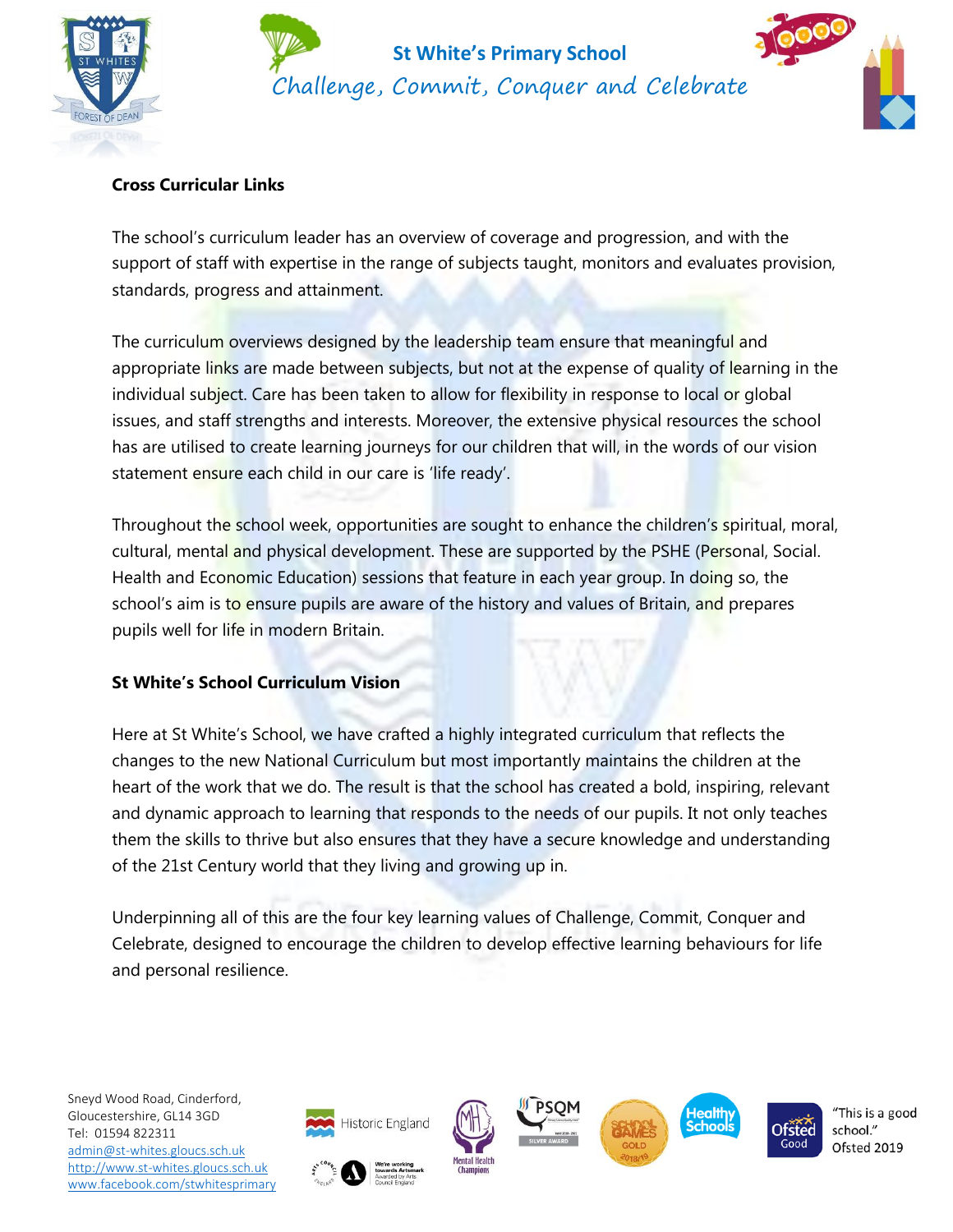**Cross Curricular Links**

The school's curriculum leader has an overview of coverage and progression, and with the support of staff with expertise in the range of subjects taught, monitors and evaluates provision, standards, progress and attainment.

The curriculum overviews designed by the leadership team ensure that meaningful and appropriate links are made between subjects, but not at the expense of quality of learning in the individual subject. Care has been taken to allow for flexibility in response to local or global issues, and staff strengths and interests. Moreover, the extensive physical resources the school has are utilised to create learning journeys for our children that will, in the words of our vision statement ensure each child in our care is 'life ready'.

Throughout the school week, opportunities are sought to enhance the children's spiritual, moral, cultural, mental and physical development. These are supported by the PSHE (Personal, Social. Health and Economic Education) sessions that feature in each year group. In doing so, the school's aim is to ensure pupils are aware of the history and values of Britain, and prepares pupils well for life in modern Britain.

**St White's School Curriculum Vision**

Here at St White's School, we have crafted a highly integrated curriculum that reflects the changes to the new National Curriculum but most importantly maintains the children at the heart of the work that we do. The result is that the school has created a bold, inspiring, relevant and dynamic approach to learning that responds to the needs of our pupils. It not only teaches them the skills to thrive but also ensures that they have a secure knowledge and understanding of the 21st Century world that they living and growing up in.

Underpinning all of this are the four key learning values of Challenge, Commit, Conquer and Celebrate, designed to encourage the children to develop effective learning behaviours for life and personal resilience.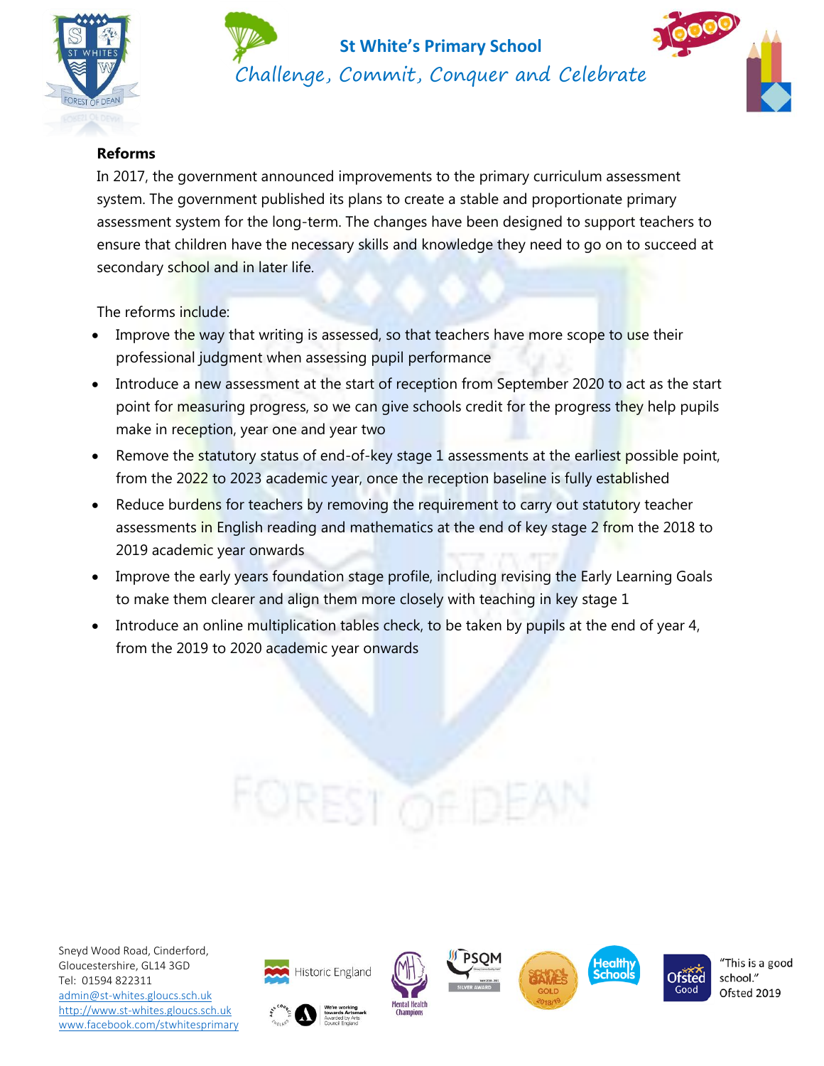**Reforms**

In 2017, the government announced improvements to the primary curriculum assessment system. The government published its plans to create a stable and proportionate primary assessment system for the long-term. The changes have been designed to support teachers to ensure that children have the necessary skills and knowledge they need to go on to succeed at secondary school and in later life.

The reforms include:

- Improve the way that writing is assessed, so that teachers have more scope to use their professional judgment when assessing pupil performance
- Introduce a new assessment at the start of reception from September 2020 to act as the start point for measuring progress, so we can give schools credit for the progress they help pupils make in reception, year one and year two
- Remove the statutory status of end-of-key stage 1 assessments at the earliest possible point, from the 2022 to 2023 academic year, once the reception baseline is fully established
- Reduce burdens for teachers by removing the requirement to carry out statutory teacher assessments in English reading and mathematics at the end of key stage 2 from the 2018 to 2019 academic year onwards
- Improve the early years foundation stage profile, including revising the Early Learning Goals to make them clearer and align them more closely with teaching in key stage 1
- Introduce an online multiplication tables check, to be taken by pupils at the end of year 4, from the 2019 to 2020 academic year onwards